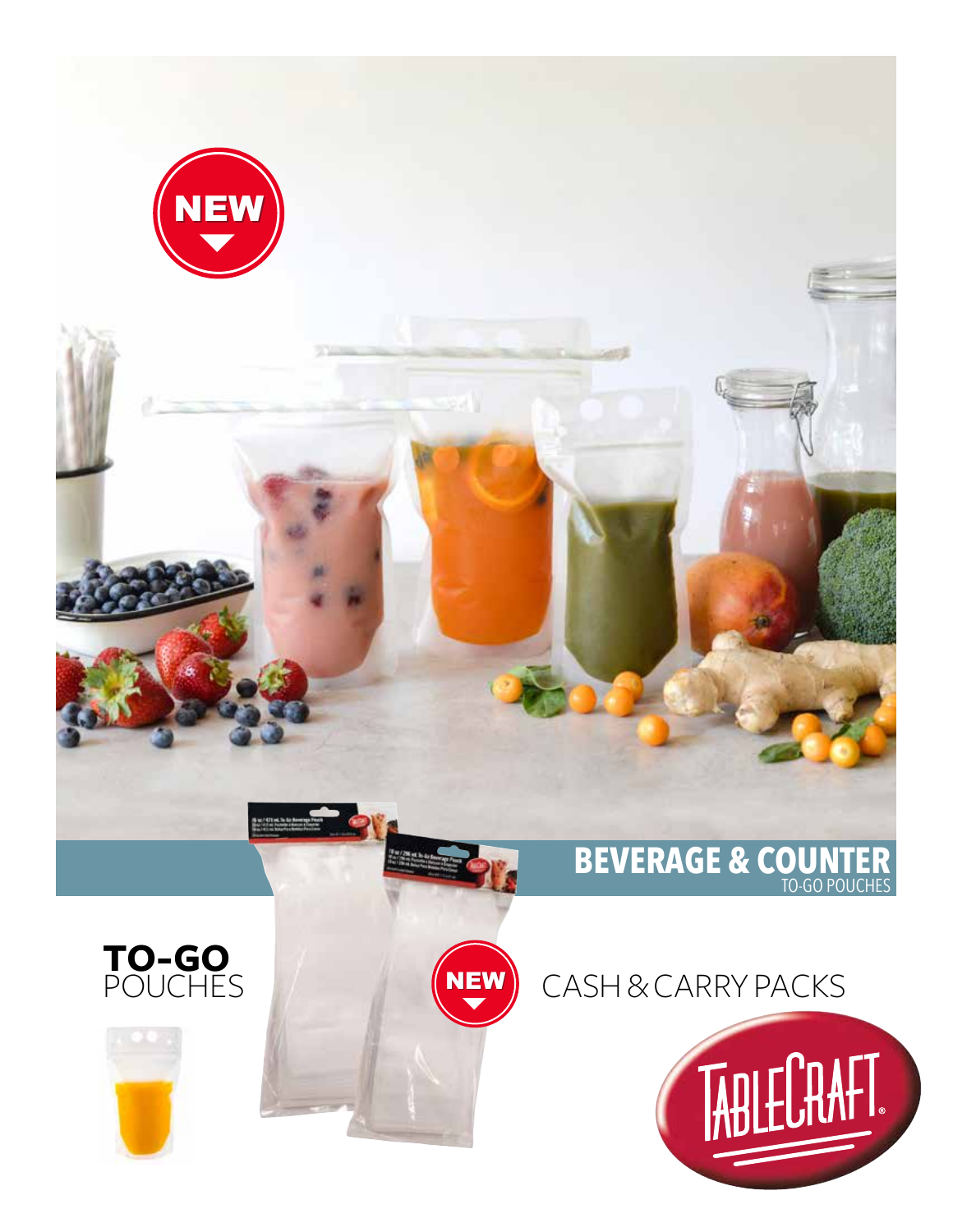NEW

# BEVERAGE & COUNTER

TO-GO POUCHES

**TO-GO**
POUCHES

NEW

CASH & CARRY PACKS

TABLECRAFT®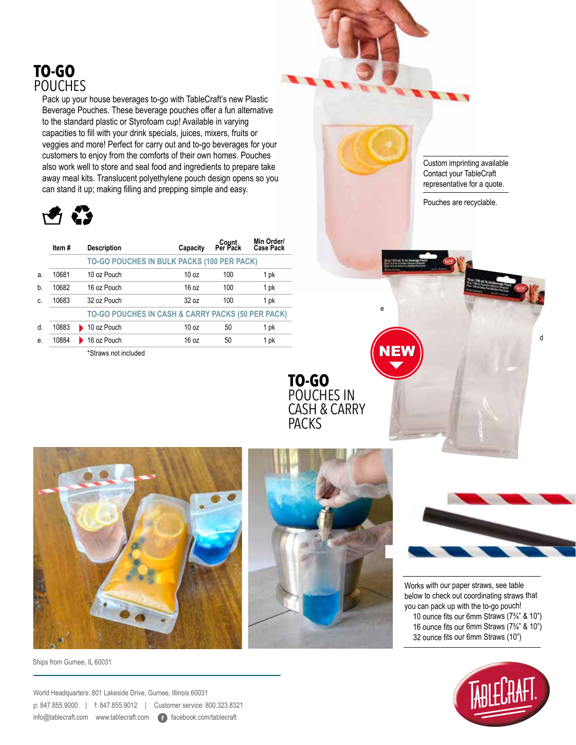# TO-GO POUCHES

Pack up your house beverages to-go with TableCraft's new Plastic Beverage Pouches. These beverage pouches offer a fun alternative to the standard plastic or Styrofoam cup! Available in varying capacities to fill with your drink specials, juices, mixers, fruits or veggies and more! Perfect for carry out and to-go beverages for your customers to enjoy from the comforts of their own homes. Pouches also work well to store and seal food and ingredients to prepare take away meal kits. Translucent polyethylene pouch design opens so you can stand it up; making filling and prepping simple and easy.

| | Item # | Description | Capacity | Count Per Pack | Min Order/ Case Pack |
|---|---|---|---|---|---|
| | | **TO-GO POUCHES IN BULK PACKS (100 PER PACK)** | | | |
| a. | 10681 | 10 oz Pouch | 10 oz | 100 | 1 pk |
| b. | 10682 | 16 oz Pouch | 16 oz | 100 | 1 pk |
| c. | 10683 | 32 oz Pouch | 32 oz | 100 | 1 pk |
| | | **TO-GO POUCHES IN CASH & CARRY PACKS (50 PER PACK)** | | | |
| d. | 10883 | 10 oz Pouch | 10 oz | 50 | 1 pk |
| e. | 10884 | 16 oz Pouch | 16 oz | 50 | 1 pk |

*Straws not included

Custom imprinting available Contact your TableCraft representative for a quote.

Pouches are recyclable.

NEW

## TO-GO POUCHES IN CASH & CARRY PACKS

e

d

Works with our paper straws, see table below to check out coordinating straws that you can pack up with the to-go pouch!

- 10 ounce fits our 6mm Straws (7¾" & 10")
- 16 ounce fits our 6mm Straws (7¾" & 10")
- 32 ounce fits our 6mm Straws (10")

Ships from Gurnee, IL 60031

World Headquarters: 801 Lakeside Drive, Gurnee, Illinois 60031

p: 847.855.9000 | f: 847.855.9012 | Customer service: 800.323.8321

info@tablecraft.com www.tablecraft.com facebook.com/tablecraft

TABLECRAFT